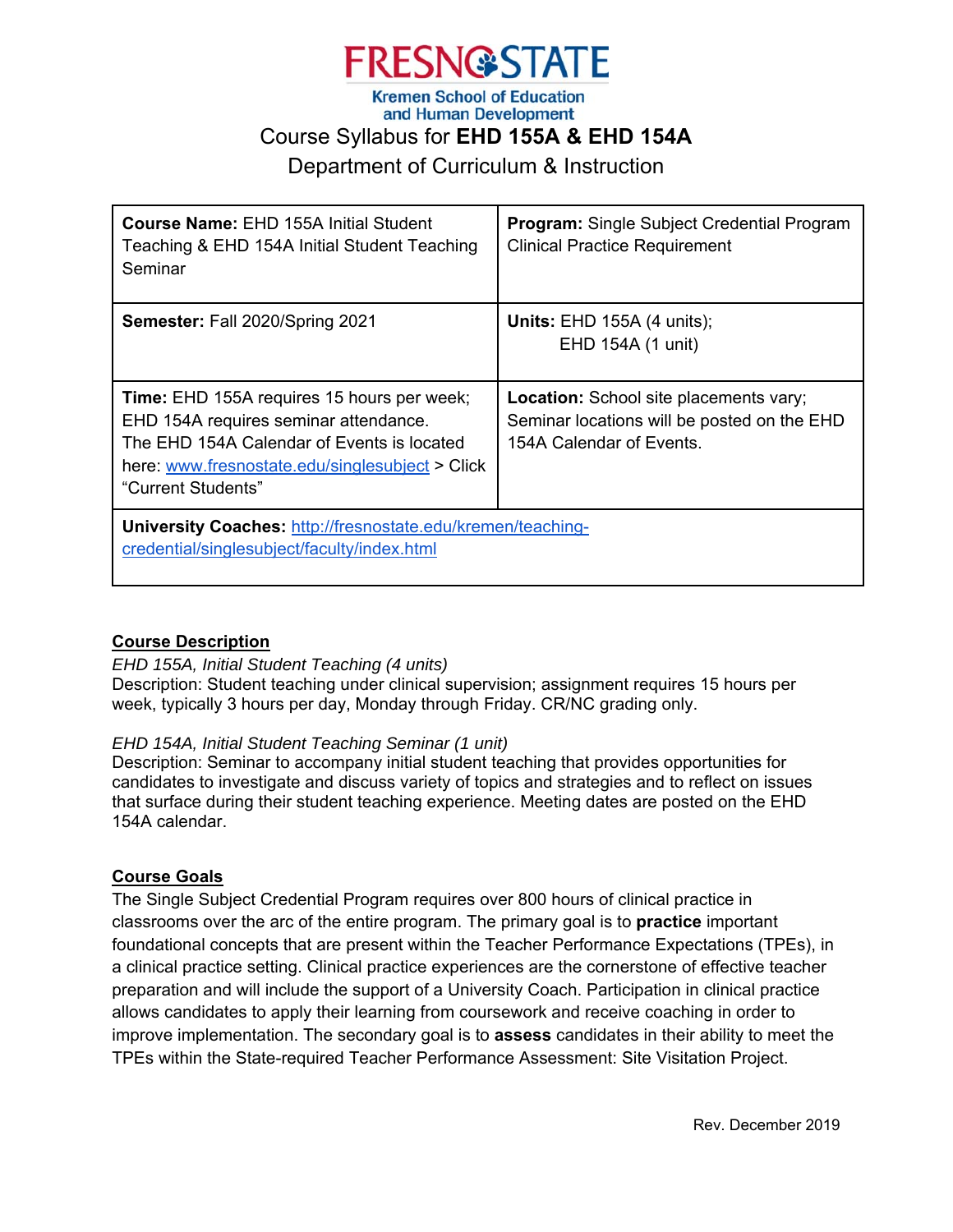FRESNO STATE

Kremen School of Education and Human Development

# Course Syllabus for **EHD 155A & EHD 154A**

Department of Curriculum & Instruction

| | |
|---|---|
| **Course Name:** EHD 155A Initial Student Teaching & EHD 154A Initial Student Teaching Seminar | **Program:** Single Subject Credential Program Clinical Practice Requirement |
| **Semester:** Fall 2020/Spring 2021 | **Units:** EHD 155A (4 units); EHD 154A (1 unit) |
| **Time:** EHD 155A requires 15 hours per week; EHD 154A requires seminar attendance. The EHD 154A Calendar of Events is located here: www.fresnostate.edu/singlesubject > Click "Current Students" | **Location:** School site placements vary; Seminar locations will be posted on the EHD 154A Calendar of Events. |
| **University Coaches:** http://fresnostate.edu/kremen/teaching-credential/singlesubject/faculty/index.html | |

## Course Description

*EHD 155A, Initial Student Teaching (4 units)*

Description: Student teaching under clinical supervision; assignment requires 15 hours per week, typically 3 hours per day, Monday through Friday. CR/NC grading only.

*EHD 154A, Initial Student Teaching Seminar (1 unit)*

Description: Seminar to accompany initial student teaching that provides opportunities for candidates to investigate and discuss variety of topics and strategies and to reflect on issues that surface during their student teaching experience. Meeting dates are posted on the EHD 154A calendar.

## Course Goals

The Single Subject Credential Program requires over 800 hours of clinical practice in classrooms over the arc of the entire program. The primary goal is to **practice** important foundational concepts that are present within the Teacher Performance Expectations (TPEs), in a clinical practice setting. Clinical practice experiences are the cornerstone of effective teacher preparation and will include the support of a University Coach. Participation in clinical practice allows candidates to apply their learning from coursework and receive coaching in order to improve implementation. The secondary goal is to **assess** candidates in their ability to meet the TPEs within the State-required Teacher Performance Assessment: Site Visitation Project.

Rev. December 2019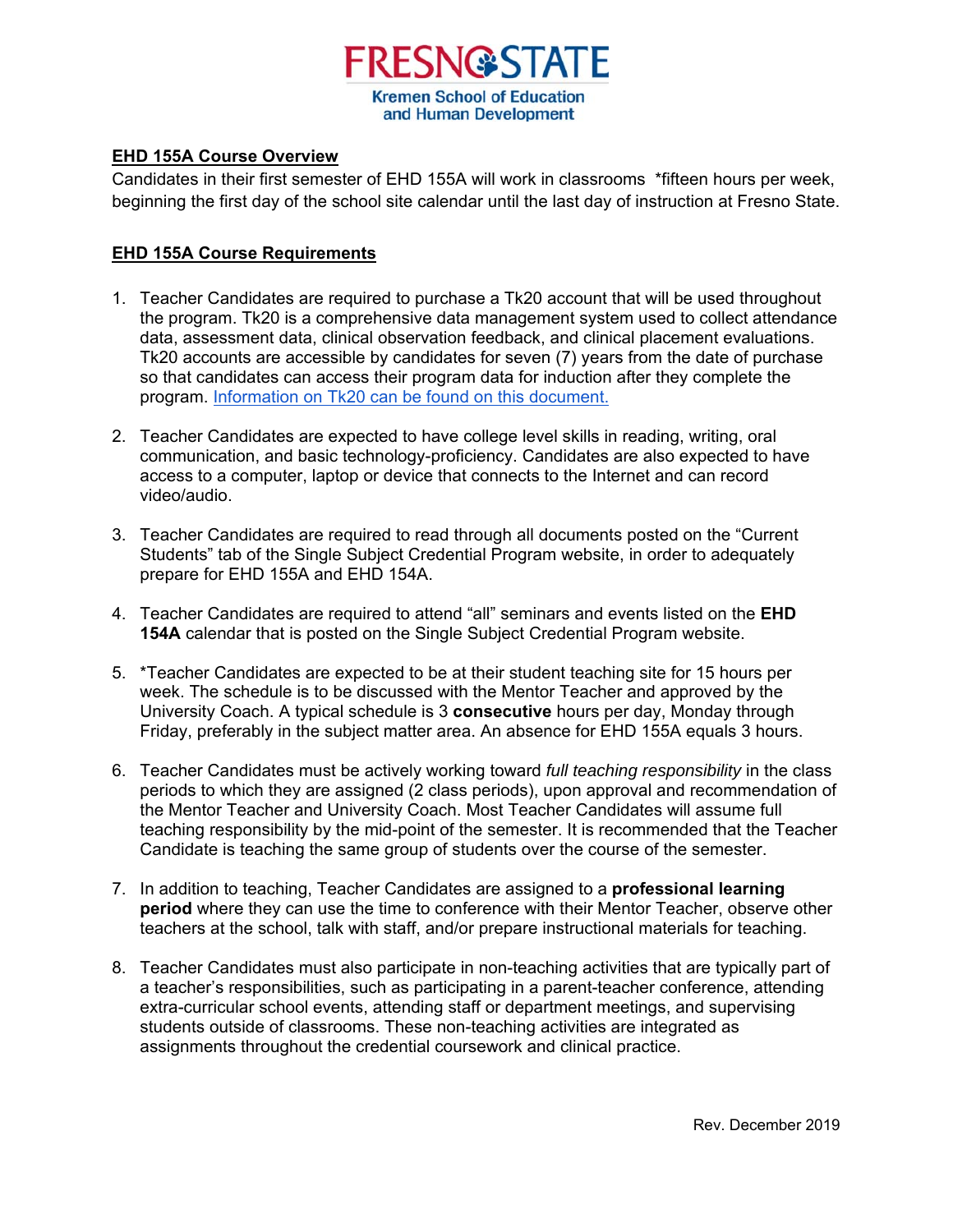FRESNO STATE
Kremen School of Education and Human Development

**EHD 155A Course Overview**

Candidates in their first semester of EHD 155A will work in classrooms *fifteen hours per week, beginning the first day of the school site calendar until the last day of instruction at Fresno State.

**EHD 155A Course Requirements**

1. Teacher Candidates are required to purchase a Tk20 account that will be used throughout the program. Tk20 is a comprehensive data management system used to collect attendance data, assessment data, clinical observation feedback, and clinical placement evaluations. Tk20 accounts are accessible by candidates for seven (7) years from the date of purchase so that candidates can access their program data for induction after they complete the program. Information on Tk20 can be found on this document.

2. Teacher Candidates are expected to have college level skills in reading, writing, oral communication, and basic technology-proficiency. Candidates are also expected to have access to a computer, laptop or device that connects to the Internet and can record video/audio.

3. Teacher Candidates are required to read through all documents posted on the "Current Students" tab of the Single Subject Credential Program website, in order to adequately prepare for EHD 155A and EHD 154A.

4. Teacher Candidates are required to attend "all" seminars and events listed on the **EHD 154A** calendar that is posted on the Single Subject Credential Program website.

5. *Teacher Candidates are expected to be at their student teaching site for 15 hours per week. The schedule is to be discussed with the Mentor Teacher and approved by the University Coach. A typical schedule is 3 **consecutive** hours per day, Monday through Friday, preferably in the subject matter area. An absence for EHD 155A equals 3 hours.

6. Teacher Candidates must be actively working toward *full teaching responsibility* in the class periods to which they are assigned (2 class periods), upon approval and recommendation of the Mentor Teacher and University Coach. Most Teacher Candidates will assume full teaching responsibility by the mid-point of the semester. It is recommended that the Teacher Candidate is teaching the same group of students over the course of the semester.

7. In addition to teaching, Teacher Candidates are assigned to a **professional learning period** where they can use the time to conference with their Mentor Teacher, observe other teachers at the school, talk with staff, and/or prepare instructional materials for teaching.

8. Teacher Candidates must also participate in non-teaching activities that are typically part of a teacher's responsibilities, such as participating in a parent-teacher conference, attending extra-curricular school events, attending staff or department meetings, and supervising students outside of classrooms. These non-teaching activities are integrated as assignments throughout the credential coursework and clinical practice.

Rev. December 2019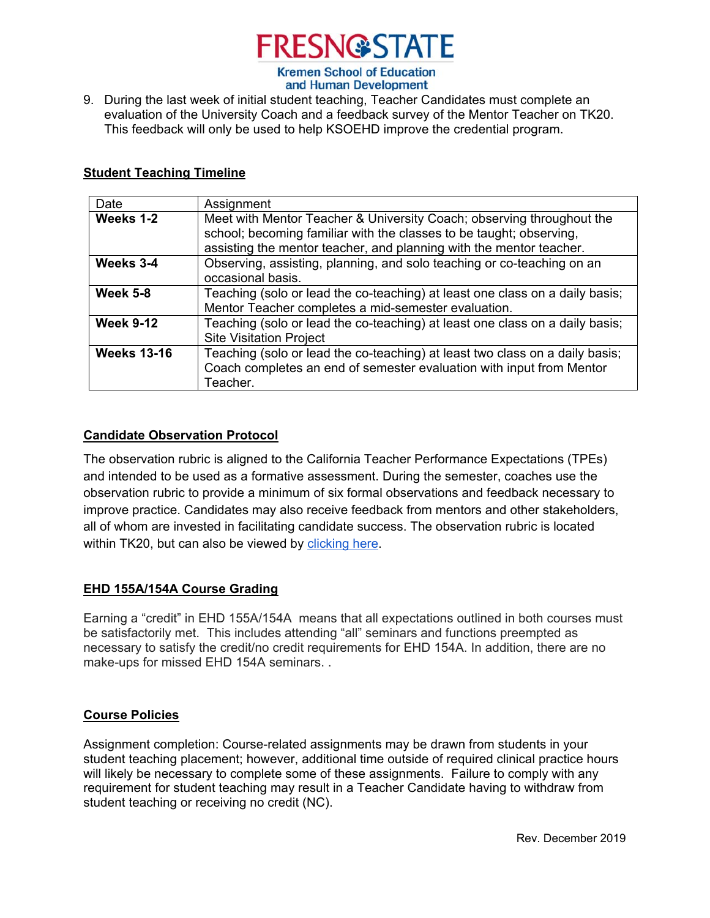9. During the last week of initial student teaching, Teacher Candidates must complete an evaluation of the University Coach and a feedback survey of the Mentor Teacher on TK20. This feedback will only be used to help KSOEHD improve the credential program.

## Student Teaching Timeline

| Date | Assignment |
|---|---|
| **Weeks 1-2** | Meet with Mentor Teacher & University Coach; observing throughout the school; becoming familiar with the classes to be taught; observing, assisting the mentor teacher, and planning with the mentor teacher. |
| **Weeks 3-4** | Observing, assisting, planning, and solo teaching or co-teaching on an occasional basis. |
| **Week 5-8** | Teaching (solo or lead the co-teaching) at least one class on a daily basis; Mentor Teacher completes a mid-semester evaluation. |
| **Week 9-12** | Teaching (solo or lead the co-teaching) at least one class on a daily basis; Site Visitation Project |
| **Weeks 13-16** | Teaching (solo or lead the co-teaching) at least two class on a daily basis; Coach completes an end of semester evaluation with input from Mentor Teacher. |

## Candidate Observation Protocol

The observation rubric is aligned to the California Teacher Performance Expectations (TPEs) and intended to be used as a formative assessment. During the semester, coaches use the observation rubric to provide a minimum of six formal observations and feedback necessary to improve practice. Candidates may also receive feedback from mentors and other stakeholders, all of whom are invested in facilitating candidate success. The observation rubric is located within TK20, but can also be viewed by clicking here.

## EHD 155A/154A Course Grading

Earning a "credit" in EHD 155A/154A means that all expectations outlined in both courses must be satisfactorily met. This includes attending "all" seminars and functions preempted as necessary to satisfy the credit/no credit requirements for EHD 154A. In addition, there are no make-ups for missed EHD 154A seminars. .

## Course Policies

Assignment completion: Course-related assignments may be drawn from students in your student teaching placement; however, additional time outside of required clinical practice hours will likely be necessary to complete some of these assignments. Failure to comply with any requirement for student teaching may result in a Teacher Candidate having to withdraw from student teaching or receiving no credit (NC).

Rev. December 2019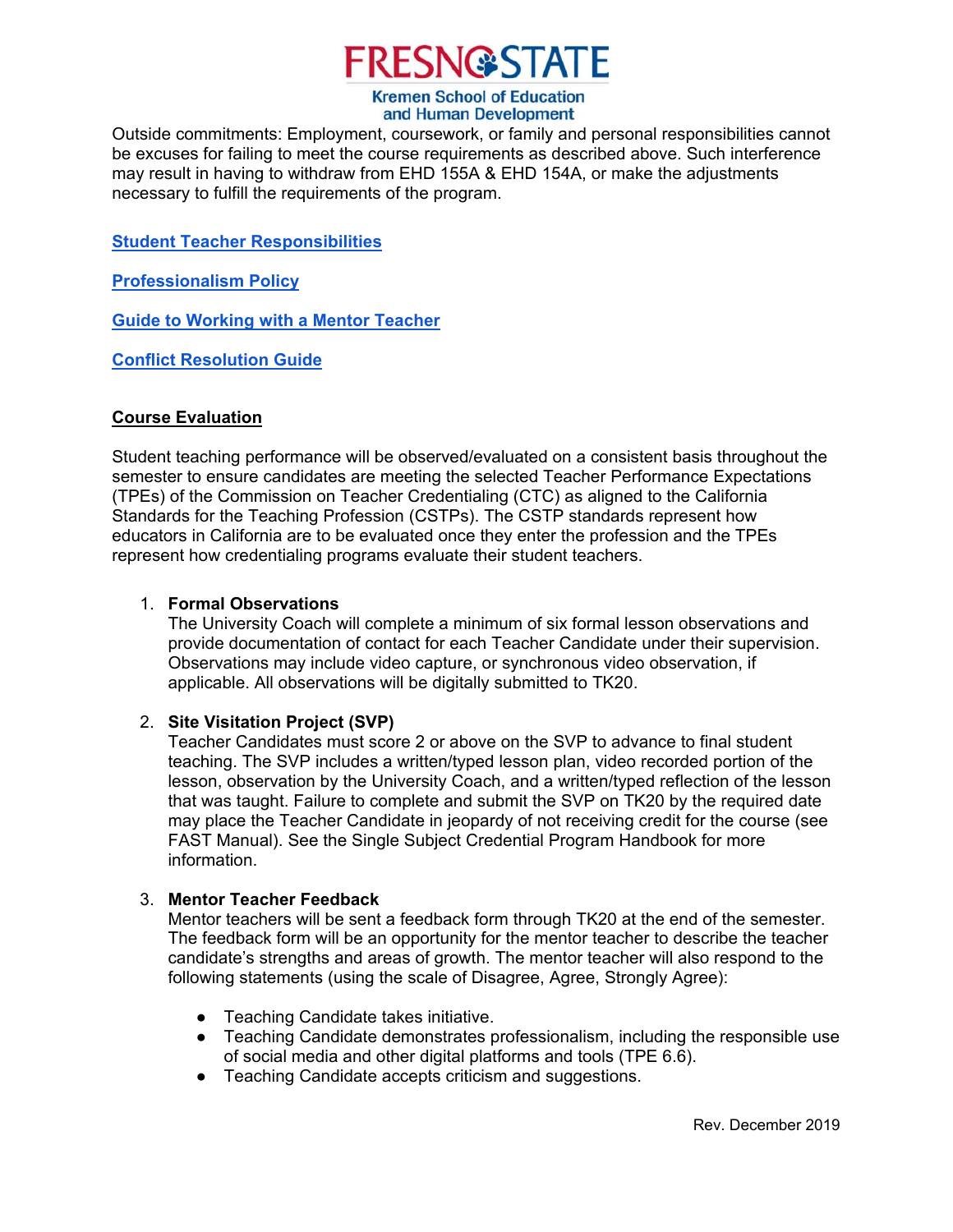Outside commitments: Employment, coursework, or family and personal responsibilities cannot be excuses for failing to meet the course requirements as described above. Such interference may result in having to withdraw from EHD 155A & EHD 154A, or make the adjustments necessary to fulfill the requirements of the program.

**Student Teacher Responsibilities**

**Professionalism Policy**

**Guide to Working with a Mentor Teacher**

**Conflict Resolution Guide**

## Course Evaluation

Student teaching performance will be observed/evaluated on a consistent basis throughout the semester to ensure candidates are meeting the selected Teacher Performance Expectations (TPEs) of the Commission on Teacher Credentialing (CTC) as aligned to the California Standards for the Teaching Profession (CSTPs). The CSTP standards represent how educators in California are to be evaluated once they enter the profession and the TPEs represent how credentialing programs evaluate their student teachers.

1. **Formal Observations**
   The University Coach will complete a minimum of six formal lesson observations and provide documentation of contact for each Teacher Candidate under their supervision. Observations may include video capture, or synchronous video observation, if applicable. All observations will be digitally submitted to TK20.

2. **Site Visitation Project (SVP)**
   Teacher Candidates must score 2 or above on the SVP to advance to final student teaching. The SVP includes a written/typed lesson plan, video recorded portion of the lesson, observation by the University Coach, and a written/typed reflection of the lesson that was taught. Failure to complete and submit the SVP on TK20 by the required date may place the Teacher Candidate in jeopardy of not receiving credit for the course (see FAST Manual). See the Single Subject Credential Program Handbook for more information.

3. **Mentor Teacher Feedback**
   Mentor teachers will be sent a feedback form through TK20 at the end of the semester. The feedback form will be an opportunity for the mentor teacher to describe the teacher candidate's strengths and areas of growth. The mentor teacher will also respond to the following statements (using the scale of Disagree, Agree, Strongly Agree):

   - Teaching Candidate takes initiative.
   - Teaching Candidate demonstrates professionalism, including the responsible use of social media and other digital platforms and tools (TPE 6.6).
   - Teaching Candidate accepts criticism and suggestions.

Rev. December 2019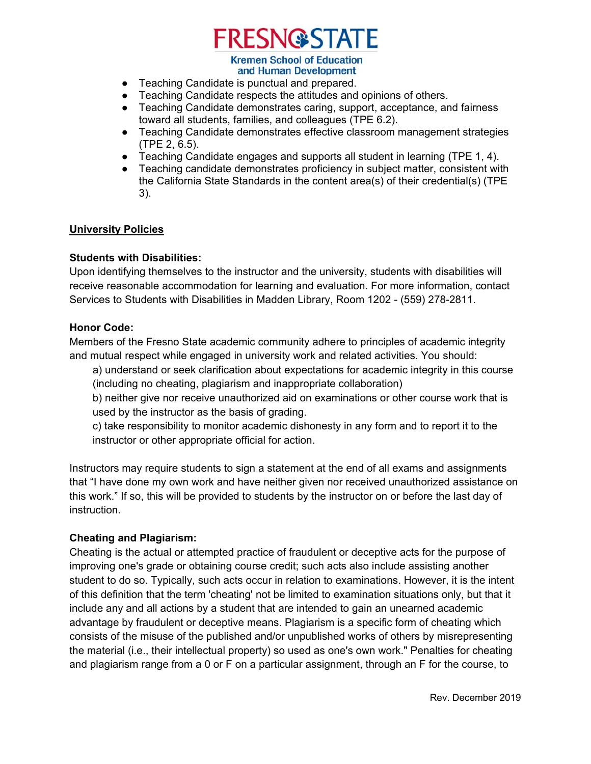- Teaching Candidate is punctual and prepared.
- Teaching Candidate respects the attitudes and opinions of others.
- Teaching Candidate demonstrates caring, support, acceptance, and fairness toward all students, families, and colleagues (TPE 6.2).
- Teaching Candidate demonstrates effective classroom management strategies (TPE 2, 6.5).
- Teaching Candidate engages and supports all student in learning (TPE 1, 4).
- Teaching candidate demonstrates proficiency in subject matter, consistent with the California State Standards in the content area(s) of their credential(s) (TPE 3).

## University Policies

**Students with Disabilities:**
Upon identifying themselves to the instructor and the university, students with disabilities will receive reasonable accommodation for learning and evaluation. For more information, contact Services to Students with Disabilities in Madden Library, Room 1202 - (559) 278-2811.

**Honor Code:**
Members of the Fresno State academic community adhere to principles of academic integrity and mutual respect while engaged in university work and related activities. You should:

a) understand or seek clarification about expectations for academic integrity in this course (including no cheating, plagiarism and inappropriate collaboration)

b) neither give nor receive unauthorized aid on examinations or other course work that is used by the instructor as the basis of grading.

c) take responsibility to monitor academic dishonesty in any form and to report it to the instructor or other appropriate official for action.

Instructors may require students to sign a statement at the end of all exams and assignments that "I have done my own work and have neither given nor received unauthorized assistance on this work." If so, this will be provided to students by the instructor on or before the last day of instruction.

**Cheating and Plagiarism:**
Cheating is the actual or attempted practice of fraudulent or deceptive acts for the purpose of improving one's grade or obtaining course credit; such acts also include assisting another student to do so. Typically, such acts occur in relation to examinations. However, it is the intent of this definition that the term 'cheating' not be limited to examination situations only, but that it include any and all actions by a student that are intended to gain an unearned academic advantage by fraudulent or deceptive means. Plagiarism is a specific form of cheating which consists of the misuse of the published and/or unpublished works of others by misrepresenting the material (i.e., their intellectual property) so used as one's own work." Penalties for cheating and plagiarism range from a 0 or F on a particular assignment, through an F for the course, to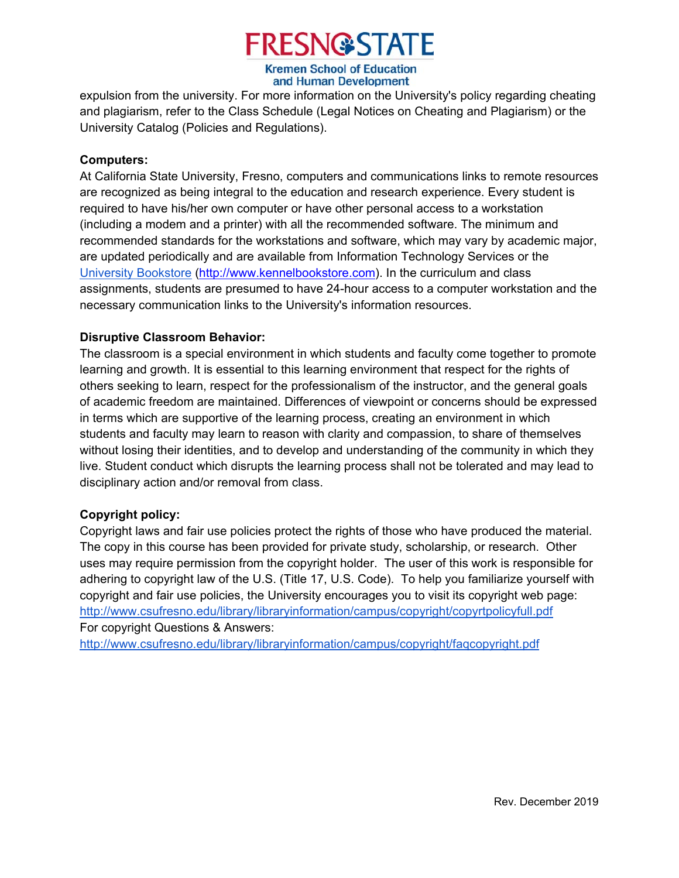expulsion from the university. For more information on the University's policy regarding cheating and plagiarism, refer to the Class Schedule (Legal Notices on Cheating and Plagiarism) or the University Catalog (Policies and Regulations).

**Computers:**
At California State University, Fresno, computers and communications links to remote resources are recognized as being integral to the education and research experience. Every student is required to have his/her own computer or have other personal access to a workstation (including a modem and a printer) with all the recommended software. The minimum and recommended standards for the workstations and software, which may vary by academic major, are updated periodically and are available from Information Technology Services or the University Bookstore (http://www.kennelbookstore.com). In the curriculum and class assignments, students are presumed to have 24-hour access to a computer workstation and the necessary communication links to the University's information resources.

**Disruptive Classroom Behavior:**
The classroom is a special environment in which students and faculty come together to promote learning and growth. It is essential to this learning environment that respect for the rights of others seeking to learn, respect for the professionalism of the instructor, and the general goals of academic freedom are maintained. Differences of viewpoint or concerns should be expressed in terms which are supportive of the learning process, creating an environment in which students and faculty may learn to reason with clarity and compassion, to share of themselves without losing their identities, and to develop and understanding of the community in which they live. Student conduct which disrupts the learning process shall not be tolerated and may lead to disciplinary action and/or removal from class.

**Copyright policy:**
Copyright laws and fair use policies protect the rights of those who have produced the material. The copy in this course has been provided for private study, scholarship, or research. Other uses may require permission from the copyright holder. The user of this work is responsible for adhering to copyright law of the U.S. (Title 17, U.S. Code). To help you familiarize yourself with copyright and fair use policies, the University encourages you to visit its copyright web page:
http://www.csufresno.edu/library/libraryinformation/campus/copyright/copyrtpolicyfull.pdf
For copyright Questions & Answers:
http://www.csufresno.edu/library/libraryinformation/campus/copyright/faqcopyright.pdf

Rev. December 2019